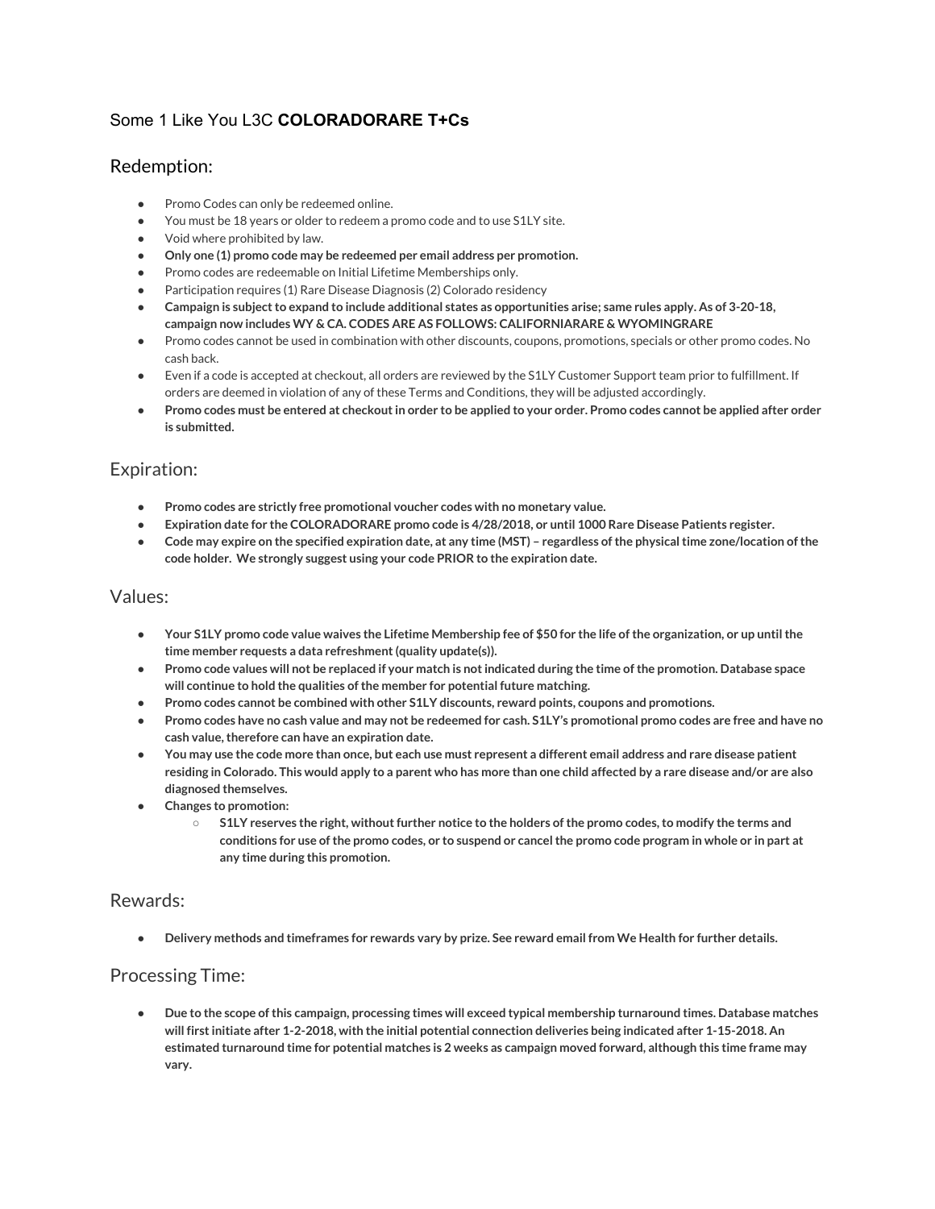# Some 1 Like You L3C **COLORADORARE T+Cs**

## Redemption:

- Promo Codes can only be redeemed online.
- You must be 18 years or older to redeem a promo code and to use S1LY site.
- Void where prohibited by law.
- **Only one (1) promo code may be redeemed per email address per promotion.**
- Promo codes are redeemable on Initial Lifetime Memberships only.
- Participation requires (1) Rare Disease Diagnosis (2) Colorado residency
- **Campaign is subject to expand to include additional states as opportunities arise; same rules apply. As of 3-20-18, campaign now includes WY & CA. CODES ARE AS FOLLOWS: CALIFORNIARARE & WYOMINGRARE**
- Promo codes cannot be used in combination with other discounts, coupons, promotions, specials or other promo codes. No cash back.
- Even if a code is accepted at checkout, all orders are reviewed by the S1LY Customer Support team prior to fulfillment. If orders are deemed in violation of any of these Terms and Conditions, they will be adjusted accordingly.
- **Promo codes must be entered at checkout in order to be applied to your order. Promo codes cannot be applied after order is submitted.**

## Expiration:

- **Promo codes are strictly free promotional voucher codes with no monetary value.**
- **Expiration date for the COLORADORARE promo code is 4/28/2018, or until 1000 Rare Disease Patients register.**
- **Code may expire on the specified expiration date, at any time (MST) – regardless of the physical time zone/location of the code holder. We strongly suggest using your code PRIOR to the expiration date.**

## Values:

- **Your S1LY promo code value waives the Lifetime Membership fee of $50 for the life of the organization, or up until the time member requests a data refreshment (quality update(s)).**
- **Promo code values will not be replaced if your match is not indicated during the time of the promotion. Database space will continue to hold the qualities of the member for potential future matching.**
- **Promo codes cannot be combined with other S1LY discounts, reward points, coupons and promotions.**
- **Promo codes have no cash value and may not be redeemed for cash. S1LY's promotional promo codes are free and have no cash value, therefore can have an expiration date.**
- **You may use the code more than once, but each use must represent a different email address and rare disease patient residing in Colorado. This would apply to a parent who has more than one child affected by a rare disease and/or are also diagnosed themselves.**
- **Changes to promotion:**
  - **S1LY reserves the right, without further notice to the holders of the promo codes, to modify the terms and conditions for use of the promo codes, or to suspend or cancel the promo code program in whole or in part at any time during this promotion.**

## Rewards:

- **Delivery methods and timeframes for rewards vary by prize. See reward email from We Health for further details.**

## Processing Time:

- **Due to the scope of this campaign, processing times will exceed typical membership turnaround times. Database matches will first initiate after 1-2-2018, with the initial potential connection deliveries being indicated after 1-15-2018. An estimated turnaround time for potential matches is 2 weeks as campaign moved forward, although this time frame may vary.**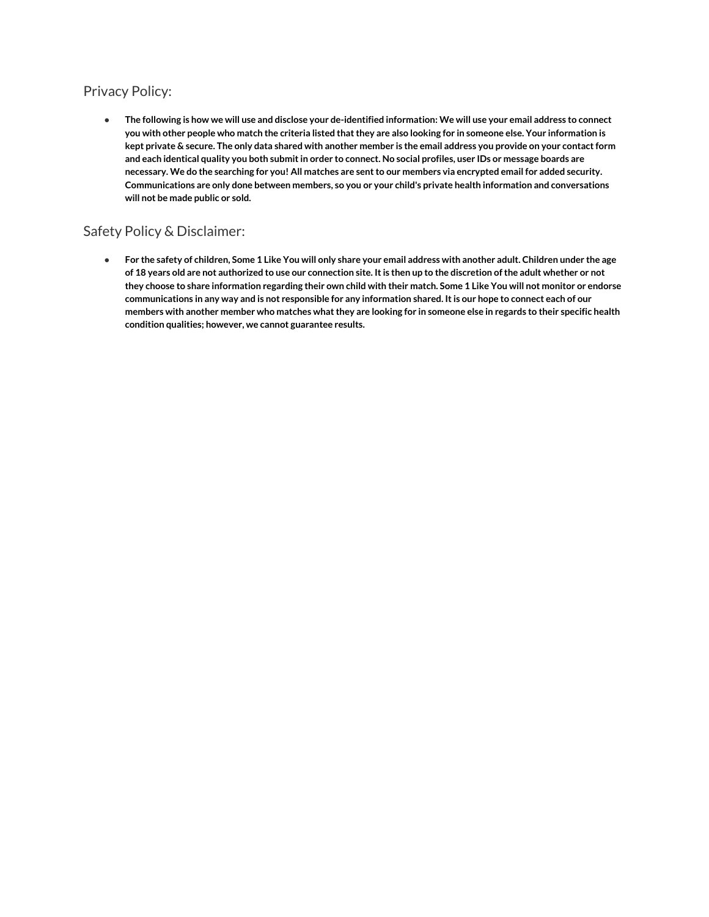## Privacy Policy:

- **The following is how we will use and disclose your de-identified information: We will use your email address to connect you with other people who match the criteria listed that they are also looking for in someone else. Your information is kept private & secure. The only data shared with another member is the email address you provide on your contact form and each identical quality you both submit in order to connect. No social profiles, user IDs or message boards are necessary. We do the searching for you! All matches are sent to our members via encrypted email for added security. Communications are only done between members, so you or your child's private health information and conversations will not be made public or sold.**

## Safety Policy & Disclaimer:

- **For the safety of children, Some 1 Like You will only share your email address with another adult. Children under the age of 18 years old are not authorized to use our connection site. It is then up to the discretion of the adult whether or not they choose to share information regarding their own child with their match. Some 1 Like You will not monitor or endorse communications in any way and is not responsible for any information shared. It is our hope to connect each of our members with another member who matches what they are looking for in someone else in regards to their specific health condition qualities; however, we cannot guarantee results.**